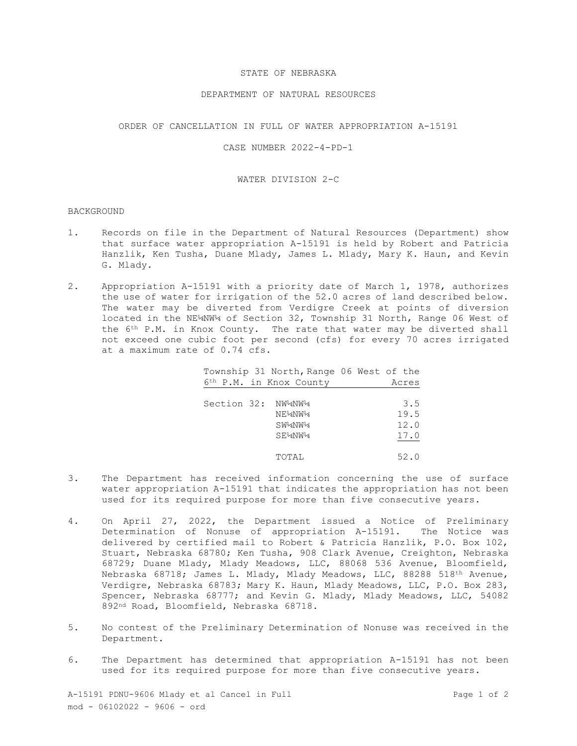STATE OF NEBRASKA

DEPARTMENT OF NATURAL RESOURCES

ORDER OF CANCELLATION IN FULL OF WATER APPROPRIATION A-15191

CASE NUMBER 2022-4-PD-1

WATER DIVISION 2-C

BACKGROUND

1. Records on file in the Department of Natural Resources (Department) show that surface water appropriation A-15191 is held by Robert and Patricia Hanzlik, Ken Tusha, Duane Mlady, James L. Mlady, Mary K. Haun, and Kevin G. Mlady.

2. Appropriation A-15191 with a priority date of March 1, 1978, authorizes the use of water for irrigation of the 52.0 acres of land described below. The water may be diverted from Verdigre Creek at points of diversion located in the NE¼NW¼ of Section 32, Township 31 North, Range 06 West of the 6th P.M. in Knox County. The rate that water may be diverted shall not exceed one cubic foot per second (cfs) for every 70 acres irrigated at a maximum rate of 0.74 cfs.

| Township 31 North, Range 06 West of the 6th P.M. in Knox County | | Acres |
|---|---|---|
| Section 32: | NW¼NW¼ | 3.5 |
| | NE¼NW¼ | 19.5 |
| | SW¼NW¼ | 12.0 |
| | SE¼NW¼ | 17.0 |
| | TOTAL | 52.0 |

3. The Department has received information concerning the use of surface water appropriation A-15191 that indicates the appropriation has not been used for its required purpose for more than five consecutive years.

4. On April 27, 2022, the Department issued a Notice of Preliminary Determination of Nonuse of appropriation A-15191. The Notice was delivered by certified mail to Robert & Patricia Hanzlik, P.O. Box 102, Stuart, Nebraska 68780; Ken Tusha, 908 Clark Avenue, Creighton, Nebraska 68729; Duane Mlady, Mlady Meadows, LLC, 88068 536 Avenue, Bloomfield, Nebraska 68718; James L. Mlady, Mlady Meadows, LLC, 88288 518th Avenue, Verdigre, Nebraska 68783; Mary K. Haun, Mlady Meadows, LLC, P.O. Box 283, Spencer, Nebraska 68777; and Kevin G. Mlady, Mlady Meadows, LLC, 54082 892nd Road, Bloomfield, Nebraska 68718.

5. No contest of the Preliminary Determination of Nonuse was received in the Department.

6. The Department has determined that appropriation A-15191 has not been used for its required purpose for more than five consecutive years.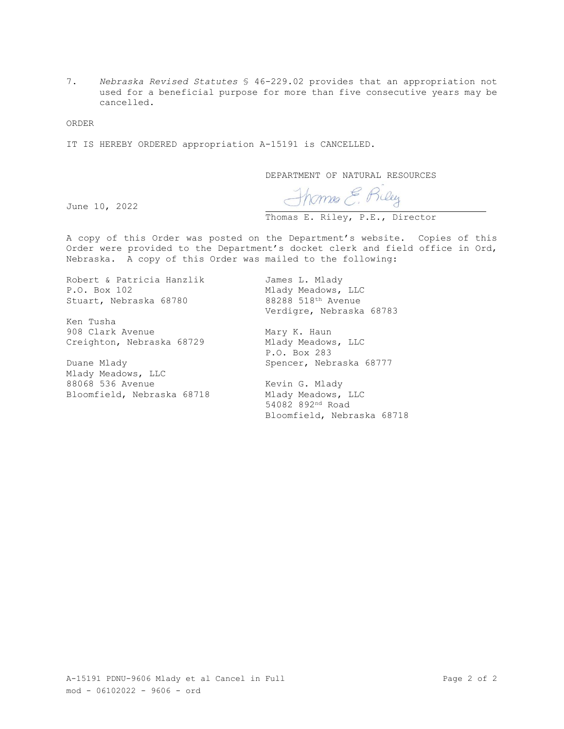7. *Nebraska Revised Statutes* § 46-229.02 provides that an appropriation not used for a beneficial purpose for more than five consecutive years may be cancelled.

ORDER

IT IS HEREBY ORDERED appropriation A-15191 is CANCELLED.

DEPARTMENT OF NATURAL RESOURCES

June 10, 2022

Thomas E. Riley, P.E., Director

A copy of this Order was posted on the Department's website. Copies of this Order were provided to the Department's docket clerk and field office in Ord, Nebraska. A copy of this Order was mailed to the following:

Robert & Patricia Hanzlik
P.O. Box 102
Stuart, Nebraska 68780

Ken Tusha
908 Clark Avenue
Creighton, Nebraska 68729

Duane Mlady
Mlady Meadows, LLC
88068 536 Avenue
Bloomfield, Nebraska 68718

James L. Mlady
Mlady Meadows, LLC
88288 518th Avenue
Verdigre, Nebraska 68783

Mary K. Haun
Mlady Meadows, LLC
P.O. Box 283
Spencer, Nebraska 68777

Kevin G. Mlady
Mlady Meadows, LLC
54082 892nd Road
Bloomfield, Nebraska 68718

A-15191 PDNU-9606 Mlady et al Cancel in Full
mod - 06102022 - 9606 - ord